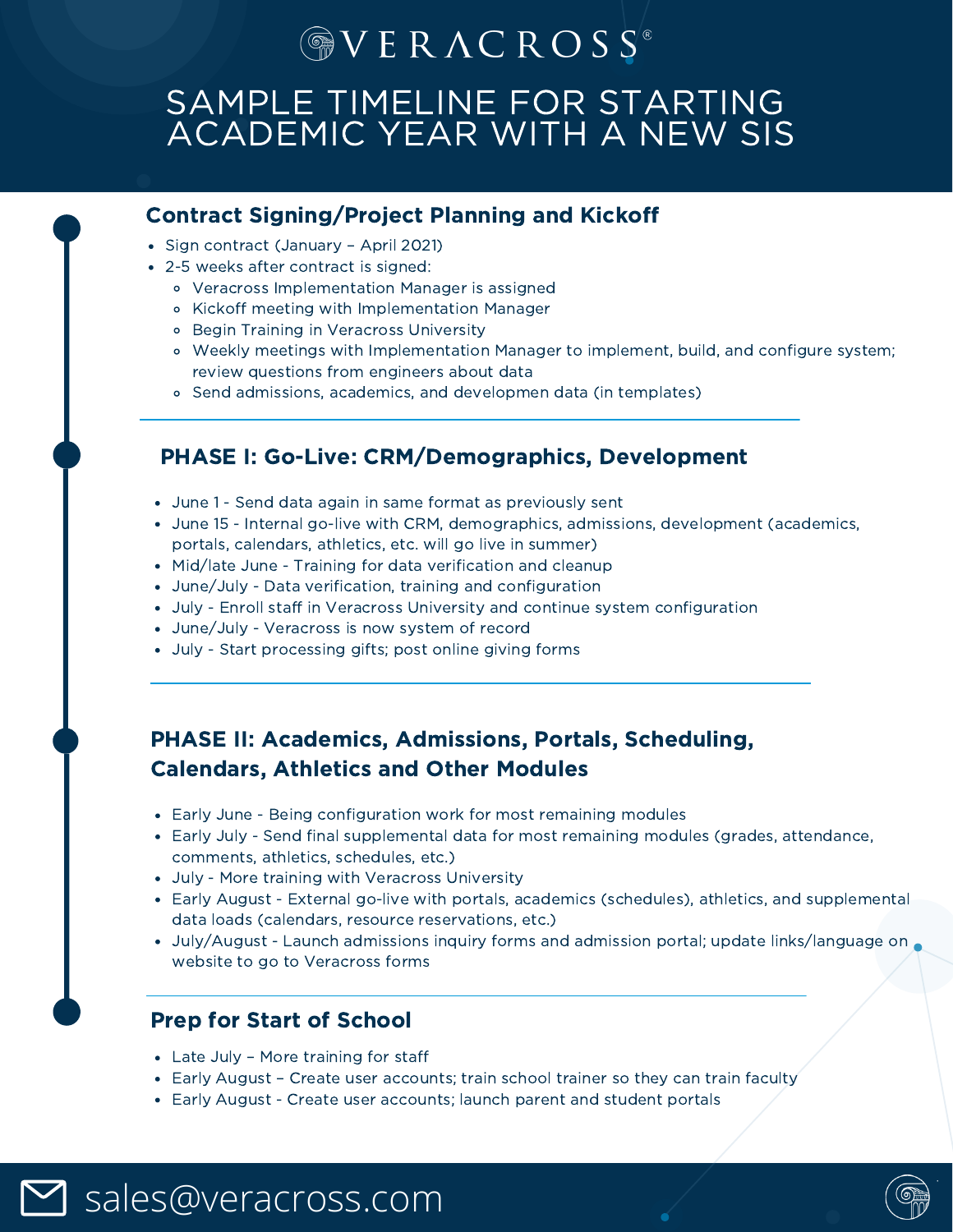# VERACROSS®

# SAMPLE TIMELINE FOR STARTING ACADEMIC YEAR WITH A NEW SIS

## Contract Signing/Project Planning and Kickoff

- Sign contract (January – April 2021)
- 2-5 weeks after contract is signed:
  - Veracross Implementation Manager is assigned
  - Kickoff meeting with Implementation Manager
  - Begin Training in Veracross University
  - Weekly meetings with Implementation Manager to implement, build, and configure system; review questions from engineers about data
  - Send admissions, academics, and developmen data (in templates)

## PHASE I: Go-Live: CRM/Demographics, Development

- June 1 - Send data again in same format as previously sent
- June 15 - Internal go-live with CRM, demographics, admissions, development (academics, portals, calendars, athletics, etc. will go live in summer)
- Mid/late June - Training for data verification and cleanup
- June/July - Data verification, training and configuration
- July - Enroll staff in Veracross University and continue system configuration
- June/July - Veracross is now system of record
- July - Start processing gifts; post online giving forms

## PHASE II: Academics, Admissions, Portals, Scheduling, Calendars, Athletics and Other Modules

- Early June - Being configuration work for most remaining modules
- Early July - Send final supplemental data for most remaining modules (grades, attendance, comments, athletics, schedules, etc.)
- July - More training with Veracross University
- Early August - External go-live with portals, academics (schedules), athletics, and supplemental data loads (calendars, resource reservations, etc.)
- July/August - Launch admissions inquiry forms and admission portal; update links/language on website to go to Veracross forms

## Prep for Start of School

- Late July – More training for staff
- Early August – Create user accounts; train school trainer so they can train faculty
- Early August - Create user accounts; launch parent and student portals

sales@veracross.com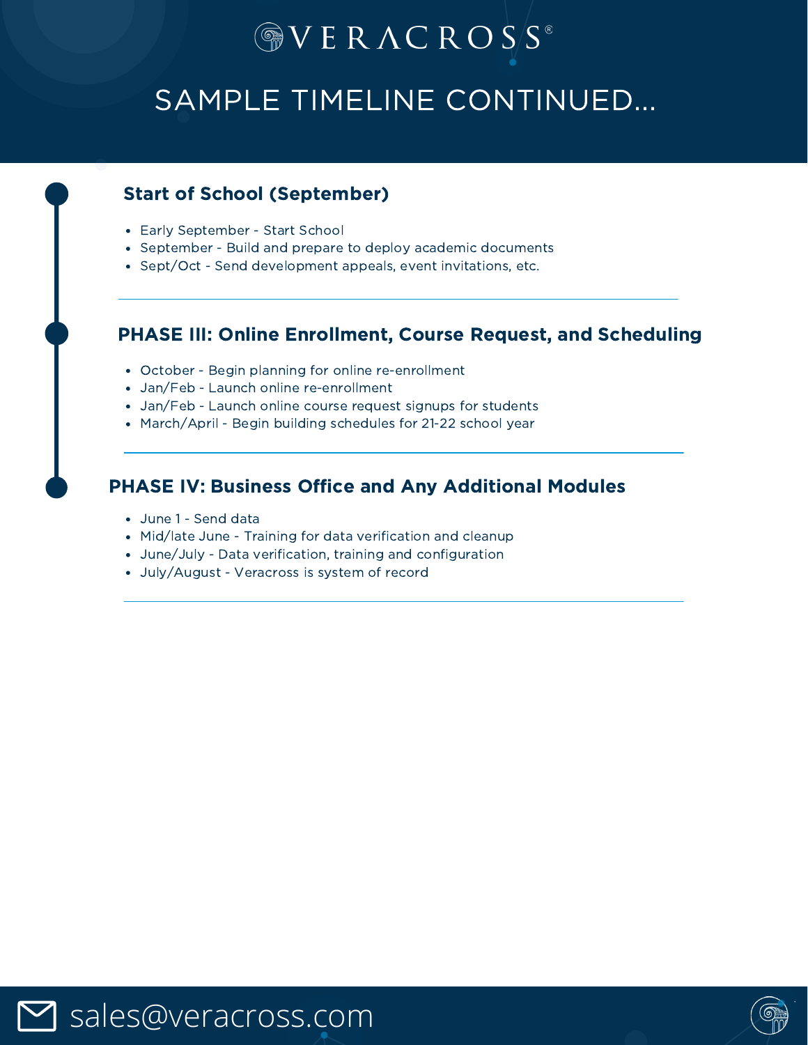# SAMPLE TIMELINE CONTINUED...

## Start of School (September)

- Early September - Start School
- September - Build and prepare to deploy academic documents
- Sept/Oct - Send development appeals, event invitations, etc.

## PHASE III: Online Enrollment, Course Request, and Scheduling

- October - Begin planning for online re-enrollment
- Jan/Feb - Launch online re-enrollment
- Jan/Feb - Launch online course request signups for students
- March/April - Begin building schedules for 21-22 school year

## PHASE IV: Business Office and Any Additional Modules

- June 1 - Send data
- Mid/late June - Training for data verification and cleanup
- June/July - Data verification, training and configuration
- July/August - Veracross is system of record

sales@veracross.com